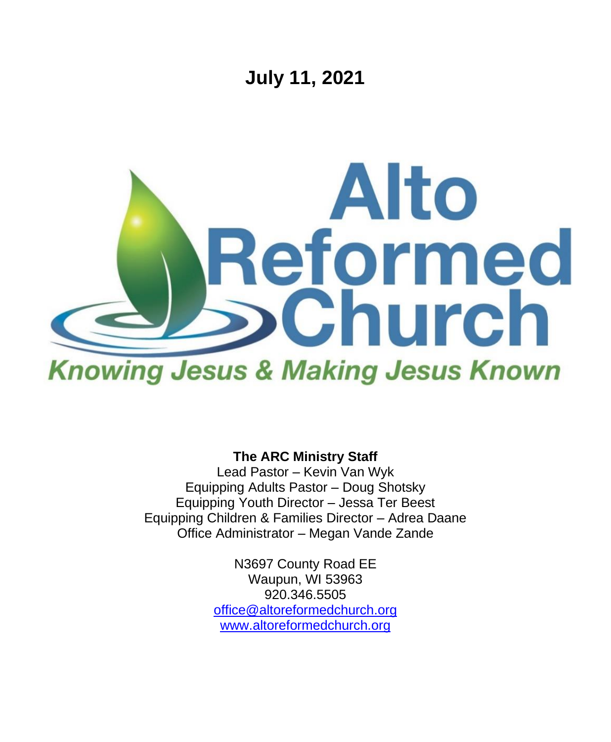# July 11, 2021

# Alto Reformed Church

*Knowing Jesus & Making Jesus Known*

**The ARC Ministry Staff**

Lead Pastor – Kevin Van Wyk
Equipping Adults Pastor – Doug Shotsky
Equipping Youth Director – Jessa Ter Beest
Equipping Children & Families Director – Adrea Daane
Office Administrator – Megan Vande Zande

N3697 County Road EE
Waupun, WI 53963
920.346.5505
office@altoreformedchurch.org
www.altoreformedchurch.org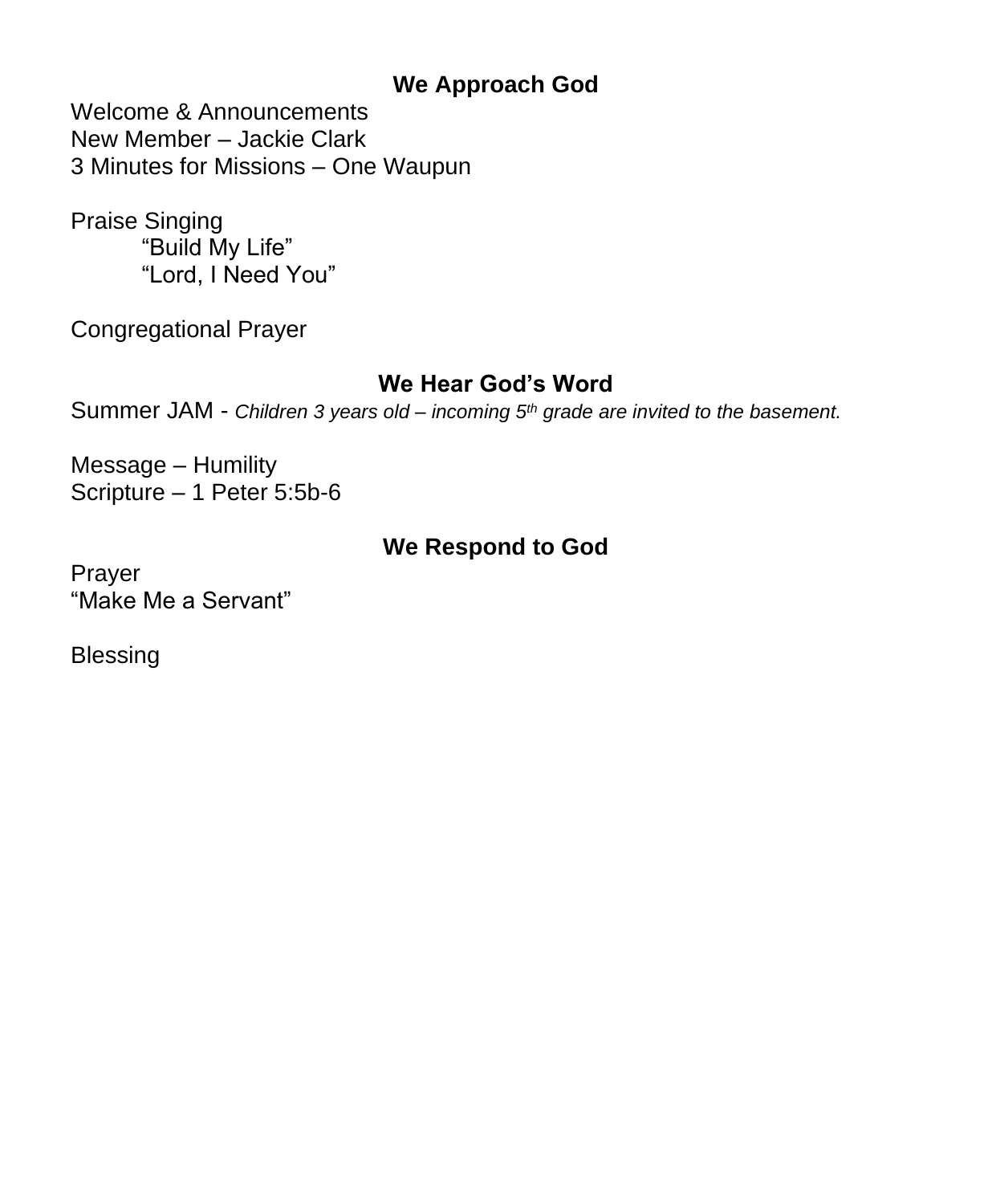## We Approach God

Welcome & Announcements
New Member – Jackie Clark
3 Minutes for Missions – One Waupun

Praise Singing
    "Build My Life"
    "Lord, I Need You"

Congregational Prayer

## We Hear God's Word

Summer JAM - *Children 3 years old – incoming 5th grade are invited to the basement.*

Message – Humility
Scripture – 1 Peter 5:5b-6

## We Respond to God

Prayer
"Make Me a Servant"

Blessing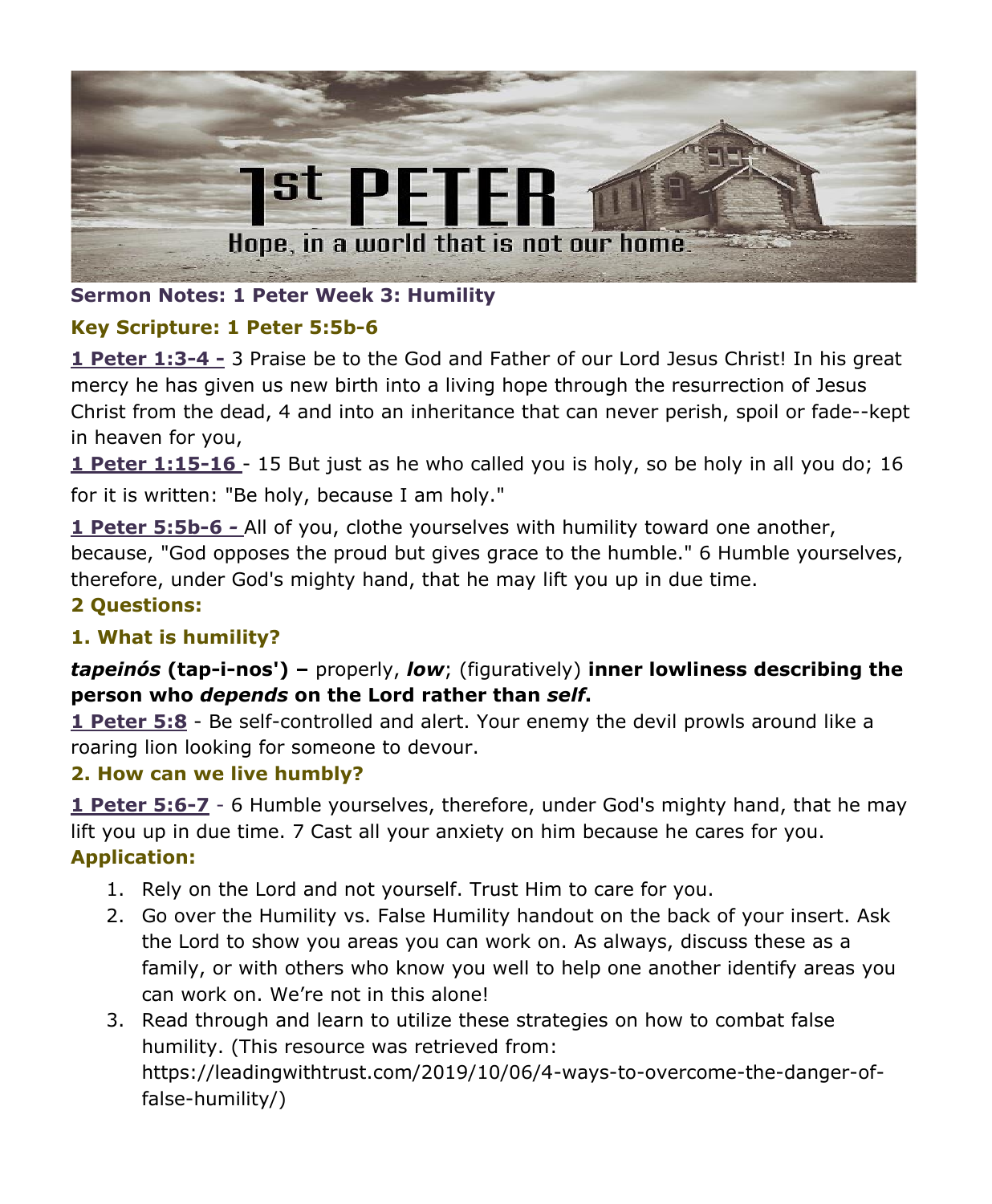# 1st PETER

Hope, in a world that is not our home.

**Sermon Notes: 1 Peter Week 3: Humility**

**Key Scripture: 1 Peter 5:5b-6**

**1 Peter 1:3-4 -** 3 Praise be to the God and Father of our Lord Jesus Christ! In his great mercy he has given us new birth into a living hope through the resurrection of Jesus Christ from the dead, 4 and into an inheritance that can never perish, spoil or fade--kept in heaven for you,

**1 Peter 1:15-16** - 15 But just as he who called you is holy, so be holy in all you do; 16 for it is written: "Be holy, because I am holy."

**1 Peter 5:5b-6 -** All of you, clothe yourselves with humility toward one another, because, "God opposes the proud but gives grace to the humble." 6 Humble yourselves, therefore, under God's mighty hand, that he may lift you up in due time.

**2 Questions:**

**1. What is humility?**

***tapeinós* (tap-i-nos') –** properly, ***low***; (figuratively) **inner lowliness describing the person who *depends* on the Lord rather than *self*.**

**1 Peter 5:8** - Be self-controlled and alert. Your enemy the devil prowls around like a roaring lion looking for someone to devour.

**2. How can we live humbly?**

**1 Peter 5:6-7** - 6 Humble yourselves, therefore, under God's mighty hand, that he may lift you up in due time. 7 Cast all your anxiety on him because he cares for you.

**Application:**

1. Rely on the Lord and not yourself. Trust Him to care for you.
2. Go over the Humility vs. False Humility handout on the back of your insert. Ask the Lord to show you areas you can work on. As always, discuss these as a family, or with others who know you well to help one another identify areas you can work on. We're not in this alone!
3. Read through and learn to utilize these strategies on how to combat false humility. (This resource was retrieved from: https://leadingwithtrust.com/2019/10/06/4-ways-to-overcome-the-danger-of-false-humility/)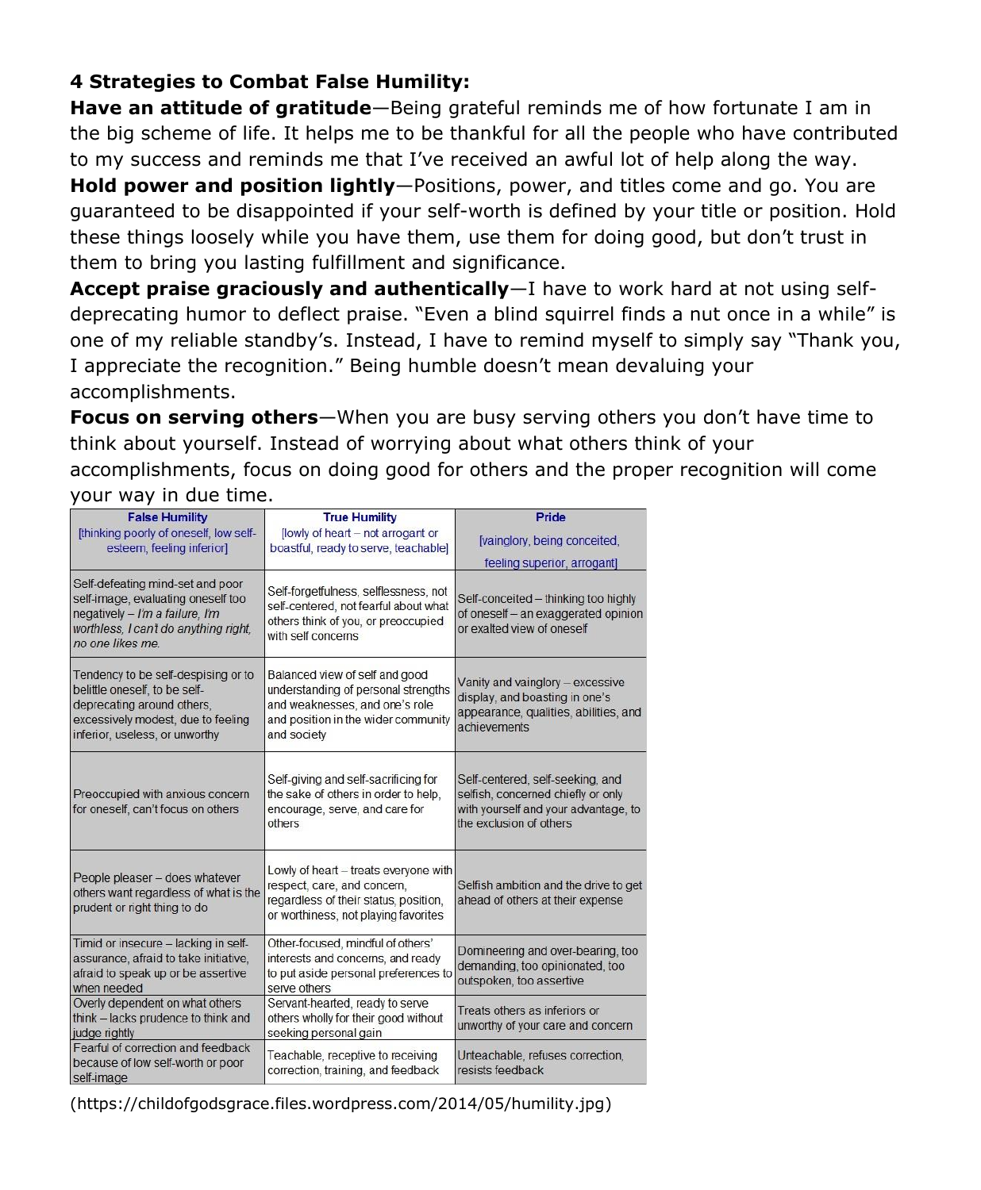**4 Strategies to Combat False Humility:**

**Have an attitude of gratitude**—Being grateful reminds me of how fortunate I am in the big scheme of life. It helps me to be thankful for all the people who have contributed to my success and reminds me that I've received an awful lot of help along the way.

**Hold power and position lightly**—Positions, power, and titles come and go. You are guaranteed to be disappointed if your self-worth is defined by your title or position. Hold these things loosely while you have them, use them for doing good, but don't trust in them to bring you lasting fulfillment and significance.

**Accept praise graciously and authentically**—I have to work hard at not using self-deprecating humor to deflect praise. "Even a blind squirrel finds a nut once in a while" is one of my reliable standby's. Instead, I have to remind myself to simply say "Thank you, I appreciate the recognition." Being humble doesn't mean devaluing your accomplishments.

**Focus on serving others**—When you are busy serving others you don't have time to think about yourself. Instead of worrying about what others think of your accomplishments, focus on doing good for others and the proper recognition will come your way in due time.

| False Humility [thinking poorly of oneself, low self-esteem, feeling inferior] | True Humility [lowly of heart – not arrogant or boastful, ready to serve, teachable] | Pride [vainglory, being conceited, feeling superior, arrogant] |
| --- | --- | --- |
| Self-defeating mind-set and poor self-image, evaluating oneself too negatively – *I'm a failure, I'm worthless, I can't do anything right, no one likes me.* | Self-forgetfulness, selflessness, not self-centered, not fearful about what others think of you, or preoccupied with self concerns | Self-conceited – thinking too highly of oneself – an exaggerated opinion or exalted view of oneself |
| Tendency to be self-despising or to belittle oneself, to be self-deprecating around others, excessively modest, due to feeling inferior, useless, or unworthy | Balanced view of self and good understanding of personal strengths and weaknesses, and one's role and position in the wider community and society | Vanity and vainglory – excessive display, and boasting in one's appearance, qualities, abilities, and achievements |
| Preoccupied with anxious concern for oneself, can't focus on others | Self-giving and self-sacrificing for the sake of others in order to help, encourage, serve, and care for others | Self-centered, self-seeking, and selfish, concerned chiefly or only with yourself and your advantage, to the exclusion of others |
| People pleaser – does whatever others want regardless of what is the prudent or right thing to do | Lowly of heart – treats everyone with respect, care, and concern, regardless of their status, position, or worthiness, not playing favorites | Selfish ambition and the drive to get ahead of others at their expense |
| Timid or insecure – lacking in self-assurance, afraid to take initiative, afraid to speak up or be assertive when needed | Other-focused, mindful of others' interests and concerns, and ready to put aside personal preferences to serve others | Domineering and over-bearing, too demanding, too opinionated, too outspoken, too assertive |
| Overly dependent on what others think – lacks prudence to think and judge rightly | Servant-hearted, ready to serve others wholly for their good without seeking personal gain | Treats others as inferiors or unworthy of your care and concern |
| Fearful of correction and feedback because of low self-worth or poor self-image | Teachable, receptive to receiving correction, training, and feedback | Unteachable, refuses correction, resists feedback |

(https://childofgodsgrace.files.wordpress.com/2014/05/humility.jpg)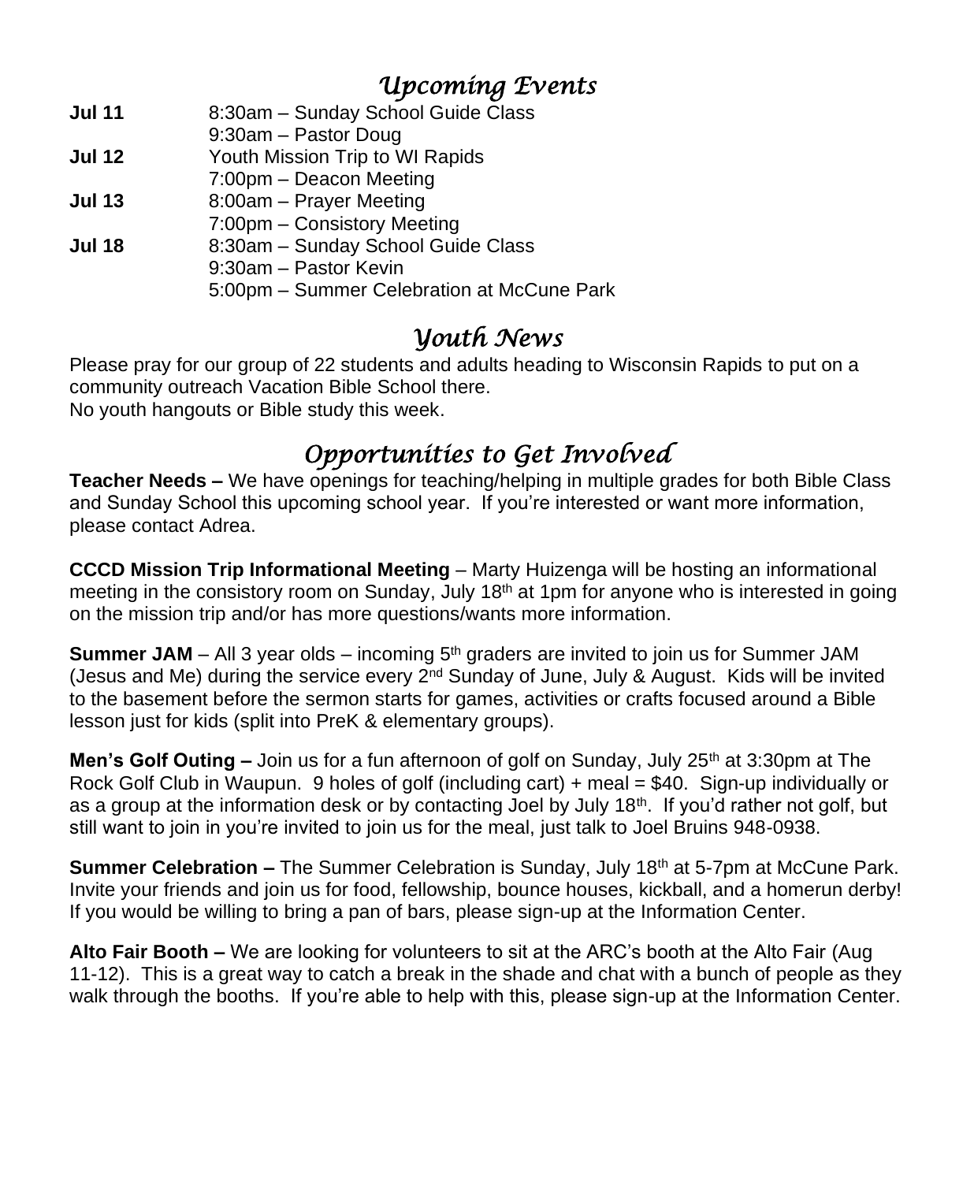## *Upcoming Events*

| | |
|---|---|
| **Jul 11** | 8:30am – Sunday School Guide Class |
| | 9:30am – Pastor Doug |
| **Jul 12** | Youth Mission Trip to WI Rapids |
| | 7:00pm – Deacon Meeting |
| **Jul 13** | 8:00am – Prayer Meeting |
| | 7:00pm – Consistory Meeting |
| **Jul 18** | 8:30am – Sunday School Guide Class |
| | 9:30am – Pastor Kevin |
| | 5:00pm – Summer Celebration at McCune Park |

## *Youth News*

Please pray for our group of 22 students and adults heading to Wisconsin Rapids to put on a community outreach Vacation Bible School there.
No youth hangouts or Bible study this week.

## *Opportunities to Get Involved*

**Teacher Needs –** We have openings for teaching/helping in multiple grades for both Bible Class and Sunday School this upcoming school year. If you're interested or want more information, please contact Adrea.

**CCCD Mission Trip Informational Meeting** – Marty Huizenga will be hosting an informational meeting in the consistory room on Sunday, July 18th at 1pm for anyone who is interested in going on the mission trip and/or has more questions/wants more information.

**Summer JAM** – All 3 year olds – incoming 5th graders are invited to join us for Summer JAM (Jesus and Me) during the service every 2nd Sunday of June, July & August. Kids will be invited to the basement before the sermon starts for games, activities or crafts focused around a Bible lesson just for kids (split into PreK & elementary groups).

**Men's Golf Outing –** Join us for a fun afternoon of golf on Sunday, July 25th at 3:30pm at The Rock Golf Club in Waupun. 9 holes of golf (including cart) + meal = $40. Sign-up individually or as a group at the information desk or by contacting Joel by July 18th. If you'd rather not golf, but still want to join in you're invited to join us for the meal, just talk to Joel Bruins 948-0938.

**Summer Celebration –** The Summer Celebration is Sunday, July 18th at 5-7pm at McCune Park. Invite your friends and join us for food, fellowship, bounce houses, kickball, and a homerun derby! If you would be willing to bring a pan of bars, please sign-up at the Information Center.

**Alto Fair Booth –** We are looking for volunteers to sit at the ARC's booth at the Alto Fair (Aug 11-12). This is a great way to catch a break in the shade and chat with a bunch of people as they walk through the booths. If you're able to help with this, please sign-up at the Information Center.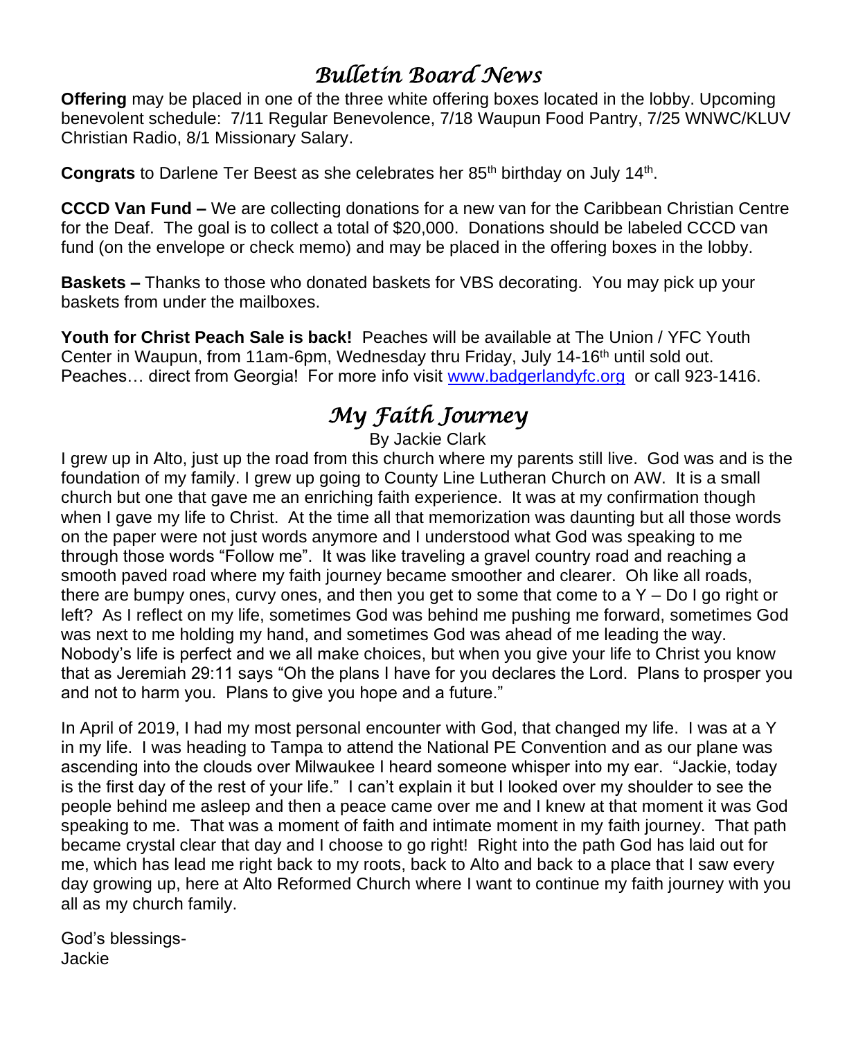# *Bulletin Board News*

**Offering** may be placed in one of the three white offering boxes located in the lobby. Upcoming benevolent schedule: 7/11 Regular Benevolence, 7/18 Waupun Food Pantry, 7/25 WNWC/KLUV Christian Radio, 8/1 Missionary Salary.

**Congrats** to Darlene Ter Beest as she celebrates her 85th birthday on July 14th.

**CCCD Van Fund –** We are collecting donations for a new van for the Caribbean Christian Centre for the Deaf. The goal is to collect a total of $20,000. Donations should be labeled CCCD van fund (on the envelope or check memo) and may be placed in the offering boxes in the lobby.

**Baskets –** Thanks to those who donated baskets for VBS decorating. You may pick up your baskets from under the mailboxes.

**Youth for Christ Peach Sale is back!** Peaches will be available at The Union / YFC Youth Center in Waupun, from 11am-6pm, Wednesday thru Friday, July 14-16th until sold out. Peaches… direct from Georgia! For more info visit [www.badgerlandyfc.org](http://www.badgerlandyfc.org) or call 923-1416.

# *My Faith Journey*

By Jackie Clark

I grew up in Alto, just up the road from this church where my parents still live. God was and is the foundation of my family. I grew up going to County Line Lutheran Church on AW. It is a small church but one that gave me an enriching faith experience. It was at my confirmation though when I gave my life to Christ. At the time all that memorization was daunting but all those words on the paper were not just words anymore and I understood what God was speaking to me through those words "Follow me". It was like traveling a gravel country road and reaching a smooth paved road where my faith journey became smoother and clearer. Oh like all roads, there are bumpy ones, curvy ones, and then you get to some that come to a Y – Do I go right or left? As I reflect on my life, sometimes God was behind me pushing me forward, sometimes God was next to me holding my hand, and sometimes God was ahead of me leading the way. Nobody's life is perfect and we all make choices, but when you give your life to Christ you know that as Jeremiah 29:11 says "Oh the plans I have for you declares the Lord. Plans to prosper you and not to harm you. Plans to give you hope and a future."

In April of 2019, I had my most personal encounter with God, that changed my life. I was at a Y in my life. I was heading to Tampa to attend the National PE Convention and as our plane was ascending into the clouds over Milwaukee I heard someone whisper into my ear. "Jackie, today is the first day of the rest of your life." I can't explain it but I looked over my shoulder to see the people behind me asleep and then a peace came over me and I knew at that moment it was God speaking to me. That was a moment of faith and intimate moment in my faith journey. That path became crystal clear that day and I choose to go right! Right into the path God has laid out for me, which has lead me right back to my roots, back to Alto and back to a place that I saw every day growing up, here at Alto Reformed Church where I want to continue my faith journey with you all as my church family.

God's blessings-
Jackie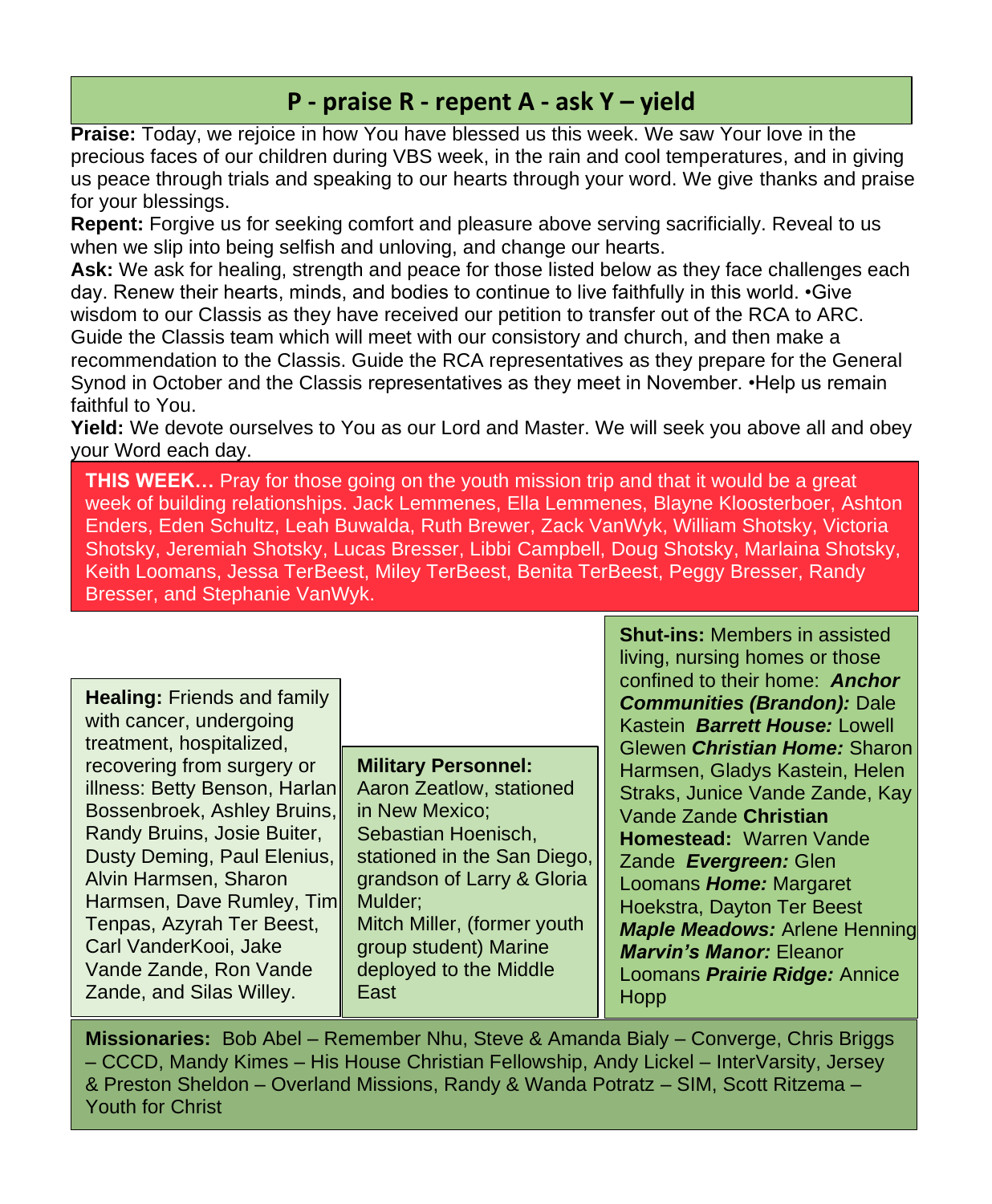## P - praise R - repent A - ask Y – yield

**Praise:** Today, we rejoice in how You have blessed us this week. We saw Your love in the precious faces of our children during VBS week, in the rain and cool temperatures, and in giving us peace through trials and speaking to our hearts through your word. We give thanks and praise for your blessings.

**Repent:** Forgive us for seeking comfort and pleasure above serving sacrificially. Reveal to us when we slip into being selfish and unloving, and change our hearts.

**Ask:** We ask for healing, strength and peace for those listed below as they face challenges each day. Renew their hearts, minds, and bodies to continue to live faithfully in this world. •Give wisdom to our Classis as they have received our petition to transfer out of the RCA to ARC. Guide the Classis team which will meet with our consistory and church, and then make a recommendation to the Classis. Guide the RCA representatives as they prepare for the General Synod in October and the Classis representatives as they meet in November. •Help us remain faithful to You.

**Yield:** We devote ourselves to You as our Lord and Master. We will seek you above all and obey your Word each day.

**THIS WEEK…** Pray for those going on the youth mission trip and that it would be a great week of building relationships. Jack Lemmenes, Ella Lemmenes, Blayne Kloosterboer, Ashton Enders, Eden Schultz, Leah Buwalda, Ruth Brewer, Zack VanWyk, William Shotsky, Victoria Shotsky, Jeremiah Shotsky, Lucas Bresser, Libbi Campbell, Doug Shotsky, Marlaina Shotsky, Keith Loomans, Jessa TerBeest, Miley TerBeest, Benita TerBeest, Peggy Bresser, Randy Bresser, and Stephanie VanWyk.

**Healing:** Friends and family with cancer, undergoing treatment, hospitalized, recovering from surgery or illness: Betty Benson, Harlan Bossenbroek, Ashley Bruins, Randy Bruins, Josie Buiter, Dusty Deming, Paul Elenius, Alvin Harmsen, Sharon Harmsen, Dave Rumley, Tim Tenpas, Azyrah Ter Beest, Carl VanderKooi, Jake Vande Zande, Ron Vande Zande, and Silas Willey.

**Military Personnel:**
Aaron Zeatlow, stationed in New Mexico;
Sebastian Hoenisch, stationed in the San Diego, grandson of Larry & Gloria Mulder;
Mitch Miller, (former youth group student) Marine deployed to the Middle East

**Shut-ins:** Members in assisted living, nursing homes or those confined to their home: ***Anchor Communities (Brandon):*** Dale Kastein ***Barrett House:*** Lowell Glewen ***Christian Home:*** Sharon Harmsen, Gladys Kastein, Helen Straks, Junice Vande Zande, Kay Vande Zande **Christian Homestead:** Warren Vande Zande ***Evergreen:*** Glen Loomans ***Home:*** Margaret Hoekstra, Dayton Ter Beest ***Maple Meadows:*** Arlene Henning ***Marvin's Manor:*** Eleanor Loomans ***Prairie Ridge:*** Annice Hopp

**Missionaries:** Bob Abel – Remember Nhu, Steve & Amanda Bialy – Converge, Chris Briggs – CCCD, Mandy Kimes – His House Christian Fellowship, Andy Lickel – InterVarsity, Jersey & Preston Sheldon – Overland Missions, Randy & Wanda Potratz – SIM, Scott Ritzema – Youth for Christ